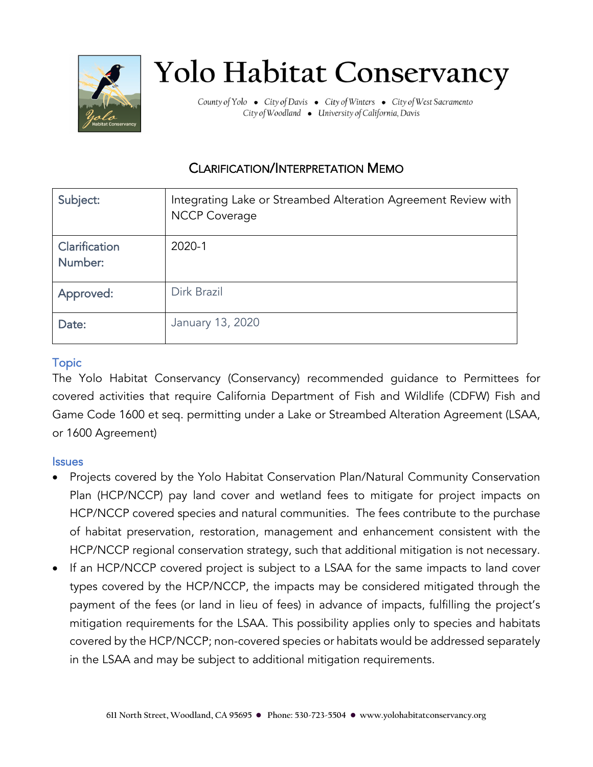# Yolo Habitat Conservancy

*County of Yolo • City of Davis • City of Winters • City of West Sacramento*
*City of Woodland • University of California, Davis*

## Clarification/Interpretation Memo

| Subject: | Integrating Lake or Streambed Alteration Agreement Review with NCCP Coverage |
|---|---|
| Clarification Number: | 2020-1 |
| Approved: | Dirk Brazil |
| Date: | January 13, 2020 |

### Topic

The Yolo Habitat Conservancy (Conservancy) recommended guidance to Permittees for covered activities that require California Department of Fish and Wildlife (CDFW) Fish and Game Code 1600 et seq. permitting under a Lake or Streambed Alteration Agreement (LSAA, or 1600 Agreement)

### Issues

- Projects covered by the Yolo Habitat Conservation Plan/Natural Community Conservation Plan (HCP/NCCP) pay land cover and wetland fees to mitigate for project impacts on HCP/NCCP covered species and natural communities. The fees contribute to the purchase of habitat preservation, restoration, management and enhancement consistent with the HCP/NCCP regional conservation strategy, such that additional mitigation is not necessary.
- If an HCP/NCCP covered project is subject to a LSAA for the same impacts to land cover types covered by the HCP/NCCP, the impacts may be considered mitigated through the payment of the fees (or land in lieu of fees) in advance of impacts, fulfilling the project's mitigation requirements for the LSAA. This possibility applies only to species and habitats covered by the HCP/NCCP; non-covered species or habitats would be addressed separately in the LSAA and may be subject to additional mitigation requirements.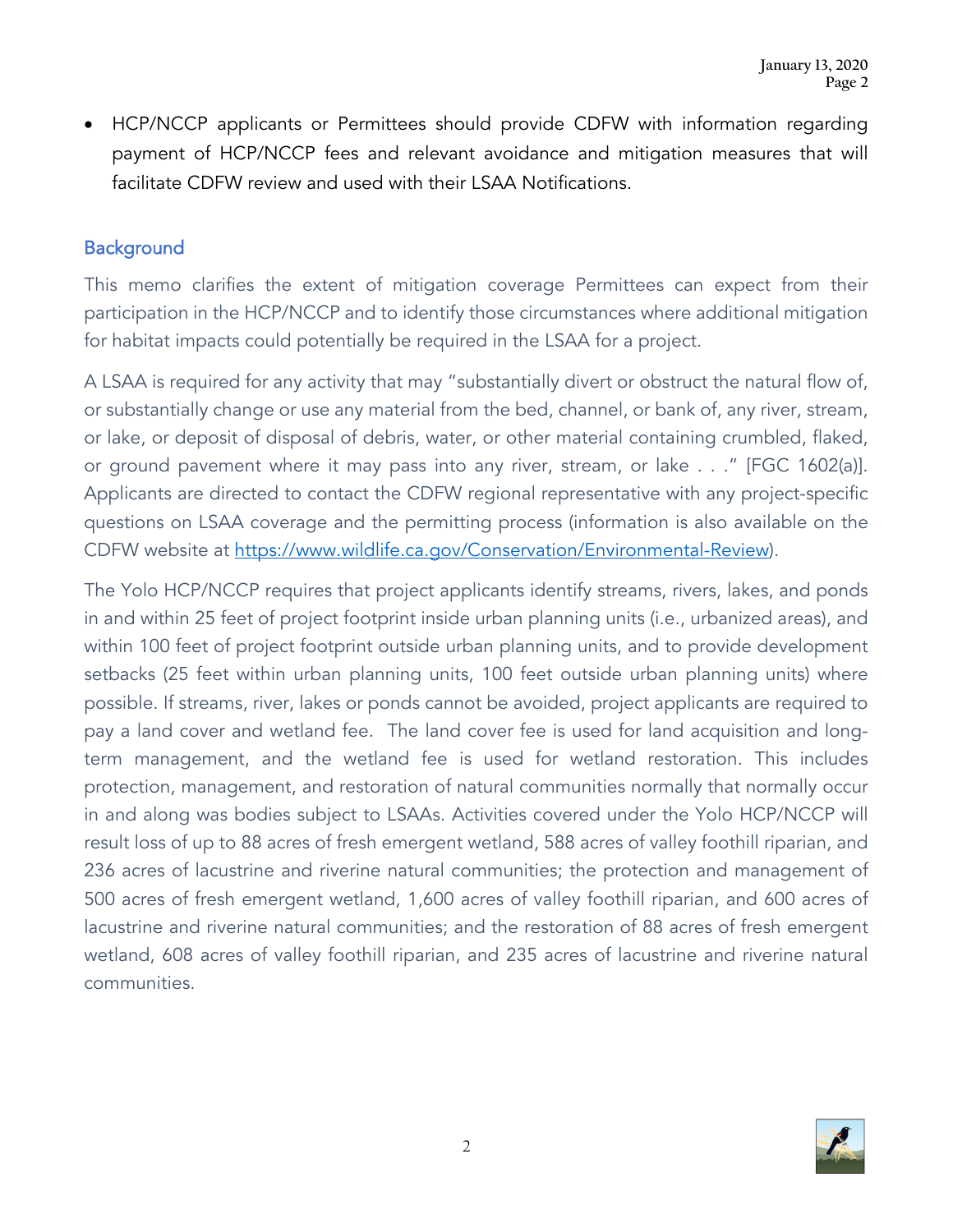- HCP/NCCP applicants or Permittees should provide CDFW with information regarding payment of HCP/NCCP fees and relevant avoidance and mitigation measures that will facilitate CDFW review and used with their LSAA Notifications.

## Background

This memo clarifies the extent of mitigation coverage Permittees can expect from their participation in the HCP/NCCP and to identify those circumstances where additional mitigation for habitat impacts could potentially be required in the LSAA for a project.

A LSAA is required for any activity that may "substantially divert or obstruct the natural flow of, or substantially change or use any material from the bed, channel, or bank of, any river, stream, or lake, or deposit of disposal of debris, water, or other material containing crumbled, flaked, or ground pavement where it may pass into any river, stream, or lake . . ." [FGC 1602(a)]. Applicants are directed to contact the CDFW regional representative with any project-specific questions on LSAA coverage and the permitting process (information is also available on the CDFW website at [https://www.wildlife.ca.gov/Conservation/Environmental-Review](https://www.wildlife.ca.gov/Conservation/Environmental-Review)).

The Yolo HCP/NCCP requires that project applicants identify streams, rivers, lakes, and ponds in and within 25 feet of project footprint inside urban planning units (i.e., urbanized areas), and within 100 feet of project footprint outside urban planning units, and to provide development setbacks (25 feet within urban planning units, 100 feet outside urban planning units) where possible. If streams, river, lakes or ponds cannot be avoided, project applicants are required to pay a land cover and wetland fee. The land cover fee is used for land acquisition and long-term management, and the wetland fee is used for wetland restoration. This includes protection, management, and restoration of natural communities normally that normally occur in and along was bodies subject to LSAAs. Activities covered under the Yolo HCP/NCCP will result loss of up to 88 acres of fresh emergent wetland, 588 acres of valley foothill riparian, and 236 acres of lacustrine and riverine natural communities; the protection and management of 500 acres of fresh emergent wetland, 1,600 acres of valley foothill riparian, and 600 acres of lacustrine and riverine natural communities; and the restoration of 88 acres of fresh emergent wetland, 608 acres of valley foothill riparian, and 235 acres of lacustrine and riverine natural communities.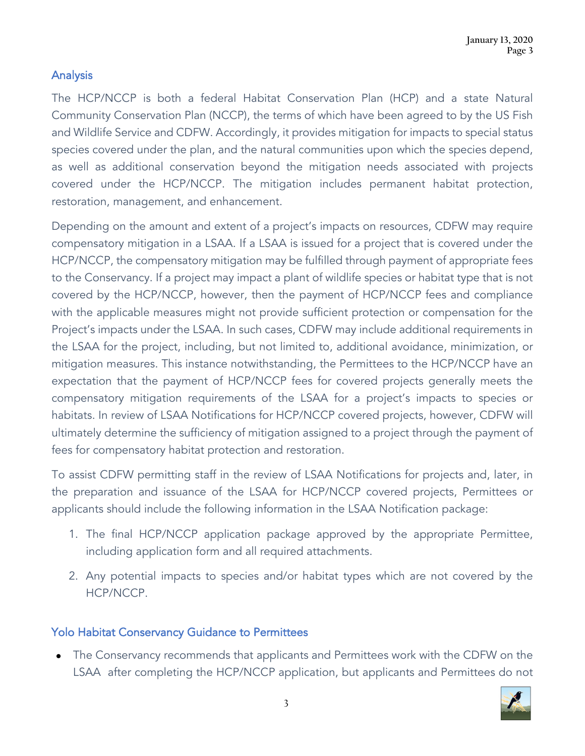## Analysis

The HCP/NCCP is both a federal Habitat Conservation Plan (HCP) and a state Natural Community Conservation Plan (NCCP), the terms of which have been agreed to by the US Fish and Wildlife Service and CDFW. Accordingly, it provides mitigation for impacts to special status species covered under the plan, and the natural communities upon which the species depend, as well as additional conservation beyond the mitigation needs associated with projects covered under the HCP/NCCP. The mitigation includes permanent habitat protection, restoration, management, and enhancement.

Depending on the amount and extent of a project's impacts on resources, CDFW may require compensatory mitigation in a LSAA. If a LSAA is issued for a project that is covered under the HCP/NCCP, the compensatory mitigation may be fulfilled through payment of appropriate fees to the Conservancy. If a project may impact a plant of wildlife species or habitat type that is not covered by the HCP/NCCP, however, then the payment of HCP/NCCP fees and compliance with the applicable measures might not provide sufficient protection or compensation for the Project's impacts under the LSAA. In such cases, CDFW may include additional requirements in the LSAA for the project, including, but not limited to, additional avoidance, minimization, or mitigation measures. This instance notwithstanding, the Permittees to the HCP/NCCP have an expectation that the payment of HCP/NCCP fees for covered projects generally meets the compensatory mitigation requirements of the LSAA for a project's impacts to species or habitats. In review of LSAA Notifications for HCP/NCCP covered projects, however, CDFW will ultimately determine the sufficiency of mitigation assigned to a project through the payment of fees for compensatory habitat protection and restoration.

To assist CDFW permitting staff in the review of LSAA Notifications for projects and, later, in the preparation and issuance of the LSAA for HCP/NCCP covered projects, Permittees or applicants should include the following information in the LSAA Notification package:

1. The final HCP/NCCP application package approved by the appropriate Permittee, including application form and all required attachments.
2. Any potential impacts to species and/or habitat types which are not covered by the HCP/NCCP.

## Yolo Habitat Conservancy Guidance to Permittees

- The Conservancy recommends that applicants and Permittees work with the CDFW on the LSAA after completing the HCP/NCCP application, but applicants and Permittees do not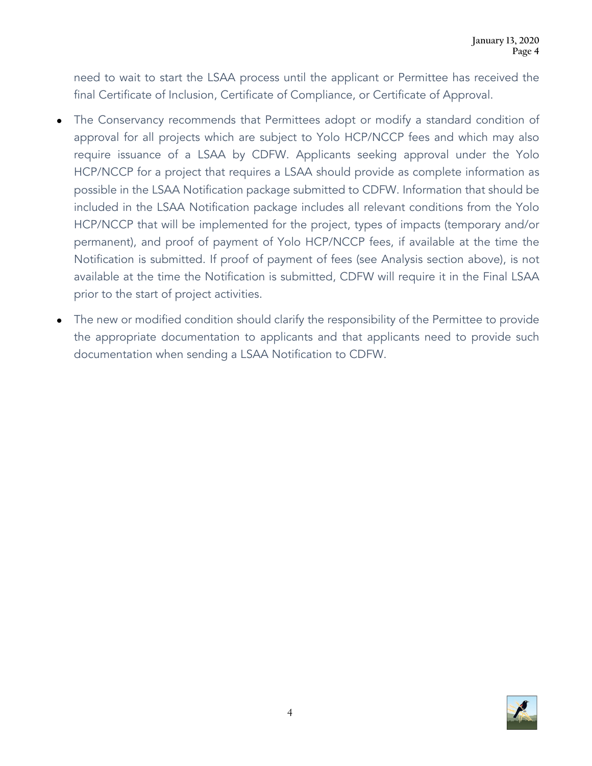need to wait to start the LSAA process until the applicant or Permittee has received the final Certificate of Inclusion, Certificate of Compliance, or Certificate of Approval.

- The Conservancy recommends that Permittees adopt or modify a standard condition of approval for all projects which are subject to Yolo HCP/NCCP fees and which may also require issuance of a LSAA by CDFW. Applicants seeking approval under the Yolo HCP/NCCP for a project that requires a LSAA should provide as complete information as possible in the LSAA Notification package submitted to CDFW. Information that should be included in the LSAA Notification package includes all relevant conditions from the Yolo HCP/NCCP that will be implemented for the project, types of impacts (temporary and/or permanent), and proof of payment of Yolo HCP/NCCP fees, if available at the time the Notification is submitted. If proof of payment of fees (see Analysis section above), is not available at the time the Notification is submitted, CDFW will require it in the Final LSAA prior to the start of project activities.
- The new or modified condition should clarify the responsibility of the Permittee to provide the appropriate documentation to applicants and that applicants need to provide such documentation when sending a LSAA Notification to CDFW.